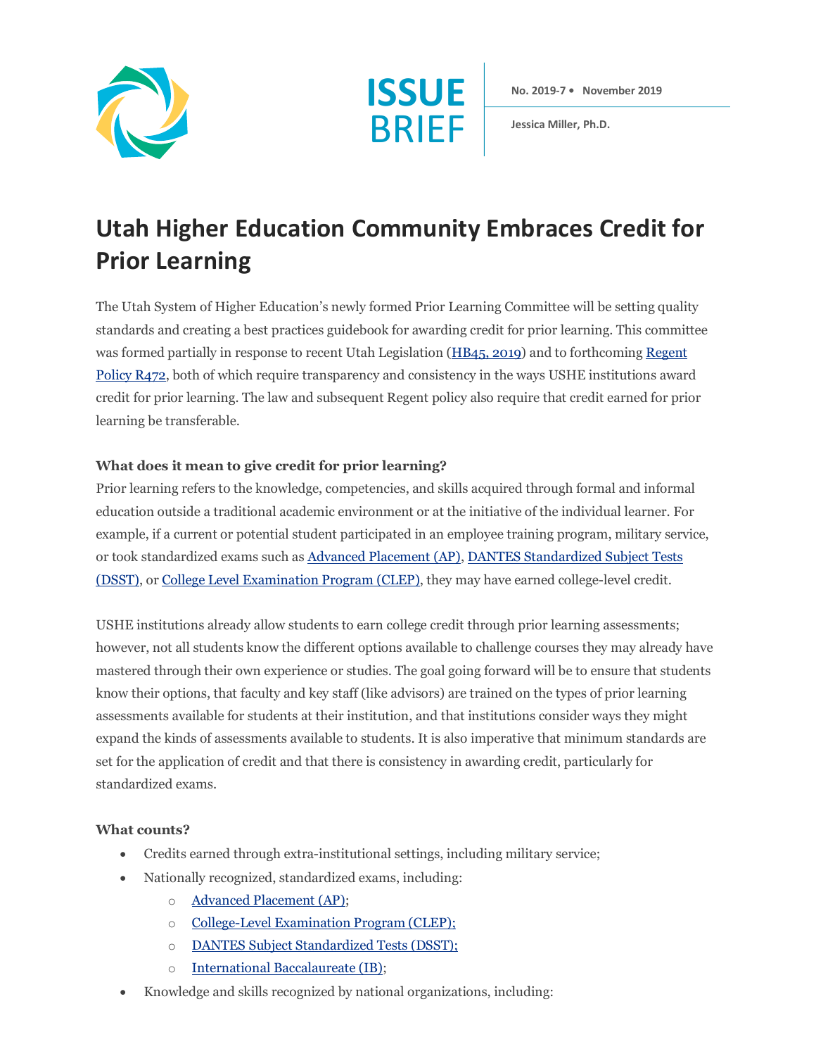ISSUE BRIEF

No. 2019-7 • November 2019

Jessica Miller, Ph.D.

# Utah Higher Education Community Embraces Credit for Prior Learning

The Utah System of Higher Education's newly formed Prior Learning Committee will be setting quality standards and creating a best practices guidebook for awarding credit for prior learning. This committee was formed partially in response to recent Utah Legislation (HB45, 2019) and to forthcoming Regent Policy R472, both of which require transparency and consistency in the ways USHE institutions award credit for prior learning. The law and subsequent Regent policy also require that credit earned for prior learning be transferable.

### What does it mean to give credit for prior learning?

Prior learning refers to the knowledge, competencies, and skills acquired through formal and informal education outside a traditional academic environment or at the initiative of the individual learner. For example, if a current or potential student participated in an employee training program, military service, or took standardized exams such as Advanced Placement (AP), DANTES Standardized Subject Tests (DSST), or College Level Examination Program (CLEP), they may have earned college-level credit.

USHE institutions already allow students to earn college credit through prior learning assessments; however, not all students know the different options available to challenge courses they may already have mastered through their own experience or studies. The goal going forward will be to ensure that students know their options, that faculty and key staff (like advisors) are trained on the types of prior learning assessments available for students at their institution, and that institutions consider ways they might expand the kinds of assessments available to students. It is also imperative that minimum standards are set for the application of credit and that there is consistency in awarding credit, particularly for standardized exams.

### What counts?

- Credits earned through extra-institutional settings, including military service;
- Nationally recognized, standardized exams, including:
  - Advanced Placement (AP);
  - College-Level Examination Program (CLEP);
  - DANTES Subject Standardized Tests (DSST);
  - International Baccalaureate (IB);
- Knowledge and skills recognized by national organizations, including: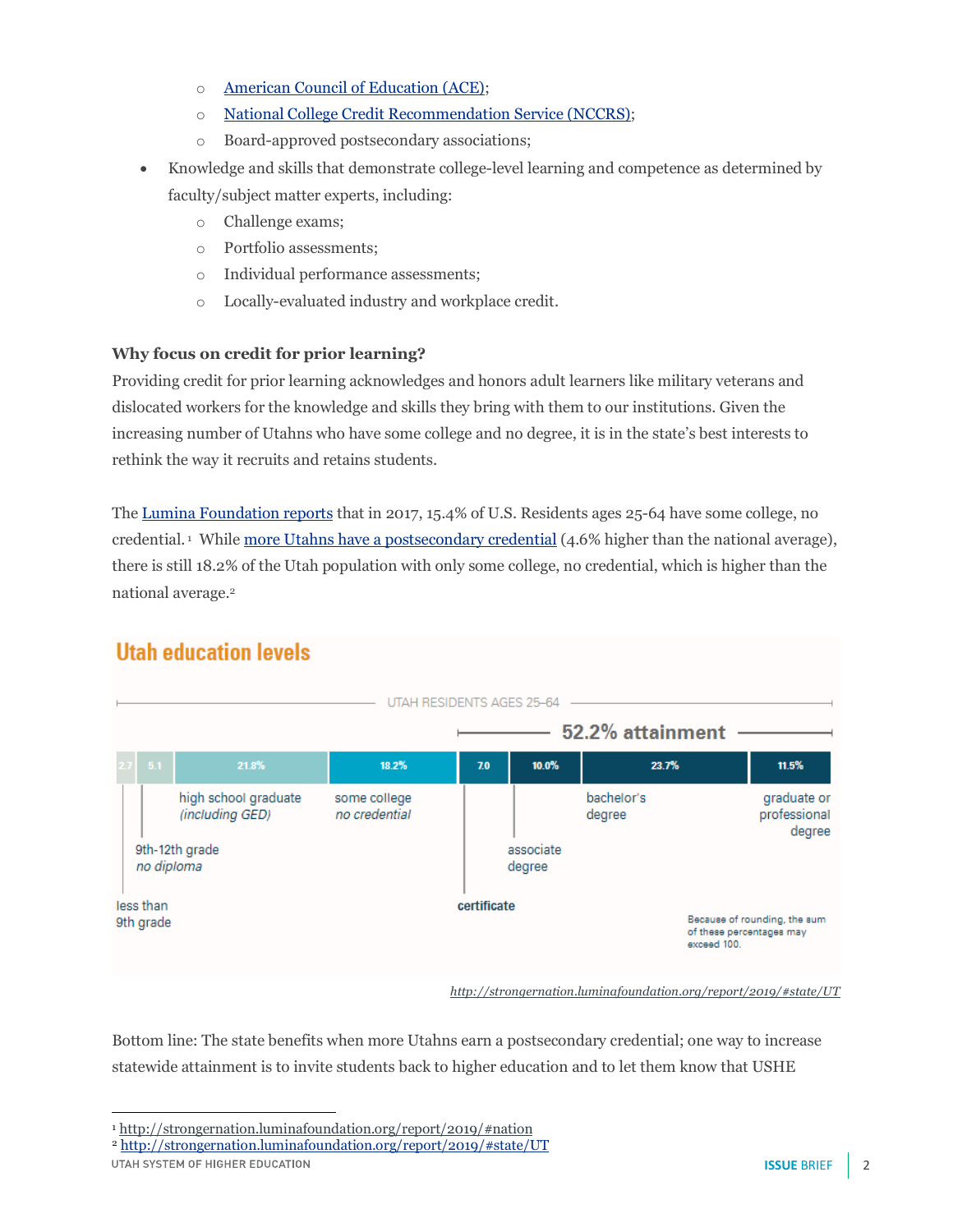- [American Council of Education (ACE)](#);
  - [National College Credit Recommendation Service (NCCRS)](#);
  - Board-approved postsecondary associations;
- Knowledge and skills that demonstrate college-level learning and competence as determined by faculty/subject matter experts, including:
  - Challenge exams;
  - Portfolio assessments;
  - Individual performance assessments;
  - Locally-evaluated industry and workplace credit.

**Why focus on credit for prior learning?**

Providing credit for prior learning acknowledges and honors adult learners like military veterans and dislocated workers for the knowledge and skills they bring with them to our institutions. Given the increasing number of Utahns who have some college and no degree, it is in the state's best interests to rethink the way it recruits and retains students.

The Lumina Foundation reports that in 2017, 15.4% of U.S. Residents ages 25-64 have some college, no credential.[1] While more Utahns have a postsecondary credential (4.6% higher than the national average), there is still 18.2% of the Utah population with only some college, no credential, which is higher than the national average.[2]

**Utah education levels**

UTAH RESIDENTS AGES 25–64

52.2% attainment (certificate through graduate or professional degree)

| Education level | Percentage |
| --- | --- |
| less than 9th grade | 2.7 |
| 9th-12th grade *no diploma* | 5.1 |
| high school graduate *(including GED)* | 21.8% |
| some college *no credential* | 18.2% |
| certificate | 7.0 |
| associate degree | 10.0% |
| bachelor's degree | 23.7% |
| graduate or professional degree | 11.5% |

Because of rounding, the sum of these percentages may exceed 100.

*http://strongernation.luminafoundation.org/report/2019/#state/UT*

Bottom line: The state benefits when more Utahns earn a postsecondary credential; one way to increase statewide attainment is to invite students back to higher education and to let them know that USHE

---

[1] http://strongernation.luminafoundation.org/report/2019/#nation

[2] http://strongernation.luminafoundation.org/report/2019/#state/UT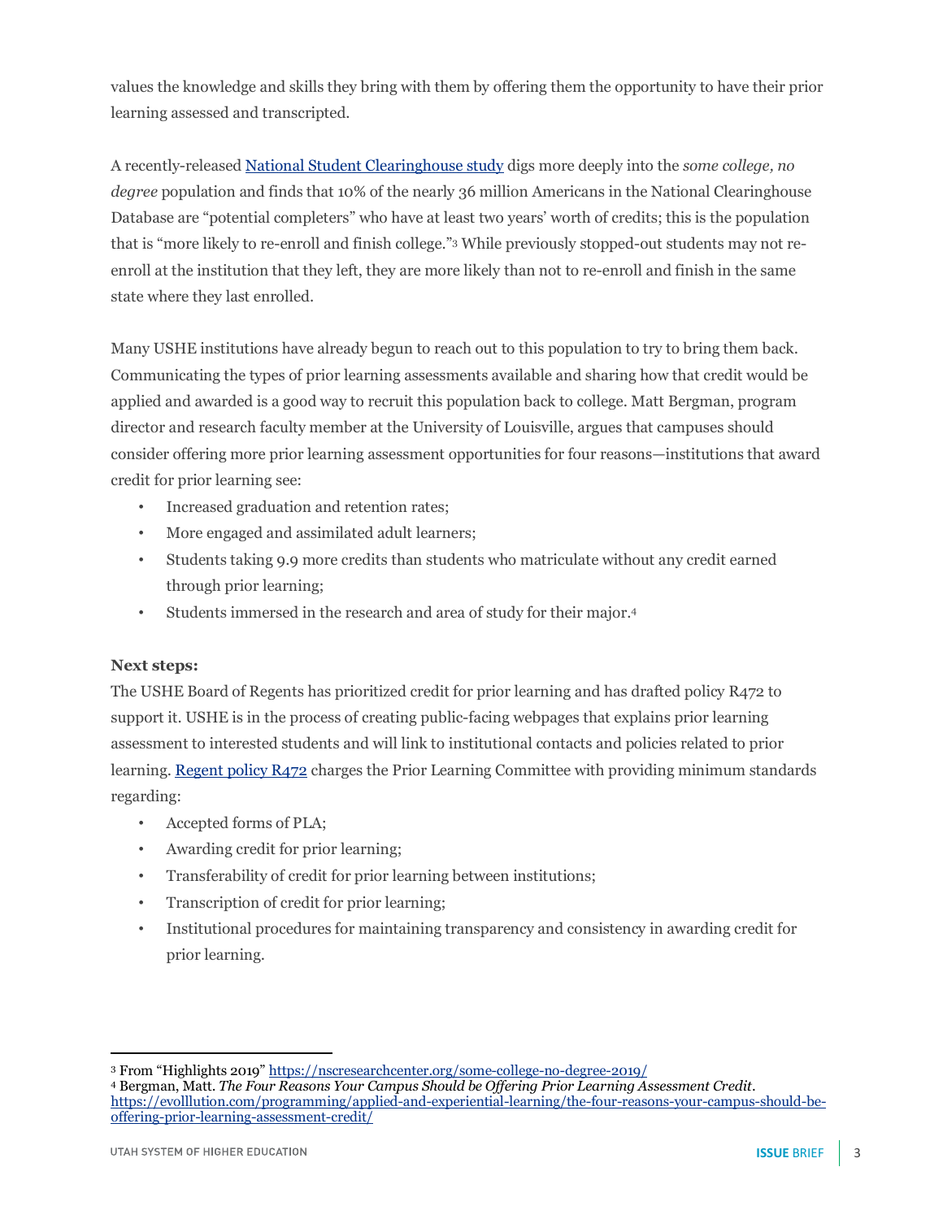values the knowledge and skills they bring with them by offering them the opportunity to have their prior learning assessed and transcripted.

A recently-released [National Student Clearinghouse study](https://nscresearchcenter.org/some-college-no-degree-2019/) digs more deeply into the *some college, no degree* population and finds that 10% of the nearly 36 million Americans in the National Clearinghouse Database are "potential completers" who have at least two years' worth of credits; this is the population that is "more likely to re-enroll and finish college."[3] While previously stopped-out students may not re-enroll at the institution that they left, they are more likely than not to re-enroll and finish in the same state where they last enrolled.

Many USHE institutions have already begun to reach out to this population to try to bring them back. Communicating the types of prior learning assessments available and sharing how that credit would be applied and awarded is a good way to recruit this population back to college. Matt Bergman, program director and research faculty member at the University of Louisville, argues that campuses should consider offering more prior learning assessment opportunities for four reasons—institutions that award credit for prior learning see:

- Increased graduation and retention rates;
- More engaged and assimilated adult learners;
- Students taking 9.9 more credits than students who matriculate without any credit earned through prior learning;
- Students immersed in the research and area of study for their major.[4]

**Next steps:**

The USHE Board of Regents has prioritized credit for prior learning and has drafted policy R472 to support it. USHE is in the process of creating public-facing webpages that explains prior learning assessment to interested students and will link to institutional contacts and policies related to prior learning. [Regent policy R472]() charges the Prior Learning Committee with providing minimum standards regarding:

- Accepted forms of PLA;
- Awarding credit for prior learning;
- Transferability of credit for prior learning between institutions;
- Transcription of credit for prior learning;
- Institutional procedures for maintaining transparency and consistency in awarding credit for prior learning.

---

[3] From "Highlights 2019" https://nscresearchcenter.org/some-college-no-degree-2019/

[4] Bergman, Matt. *The Four Reasons Your Campus Should be Offering Prior Learning Assessment Credit*. https://evolllution.com/programming/applied-and-experiential-learning/the-four-reasons-your-campus-should-be-offering-prior-learning-assessment-credit/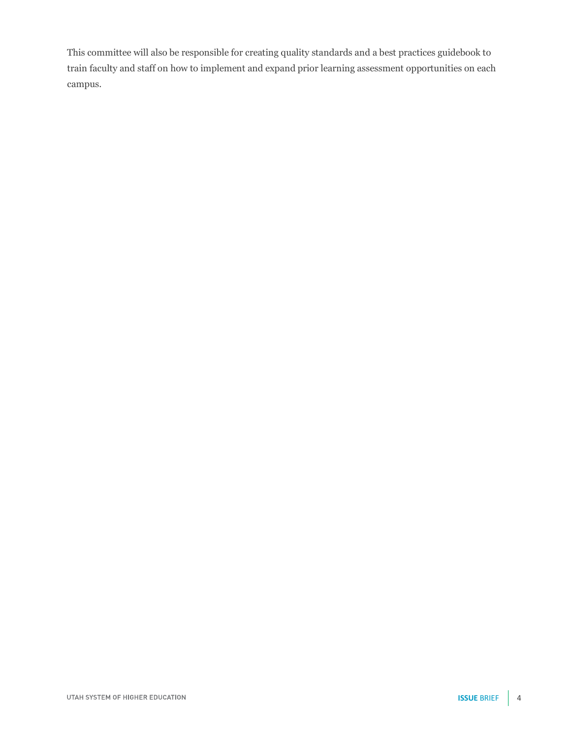This committee will also be responsible for creating quality standards and a best practices guidebook to train faculty and staff on how to implement and expand prior learning assessment opportunities on each campus.